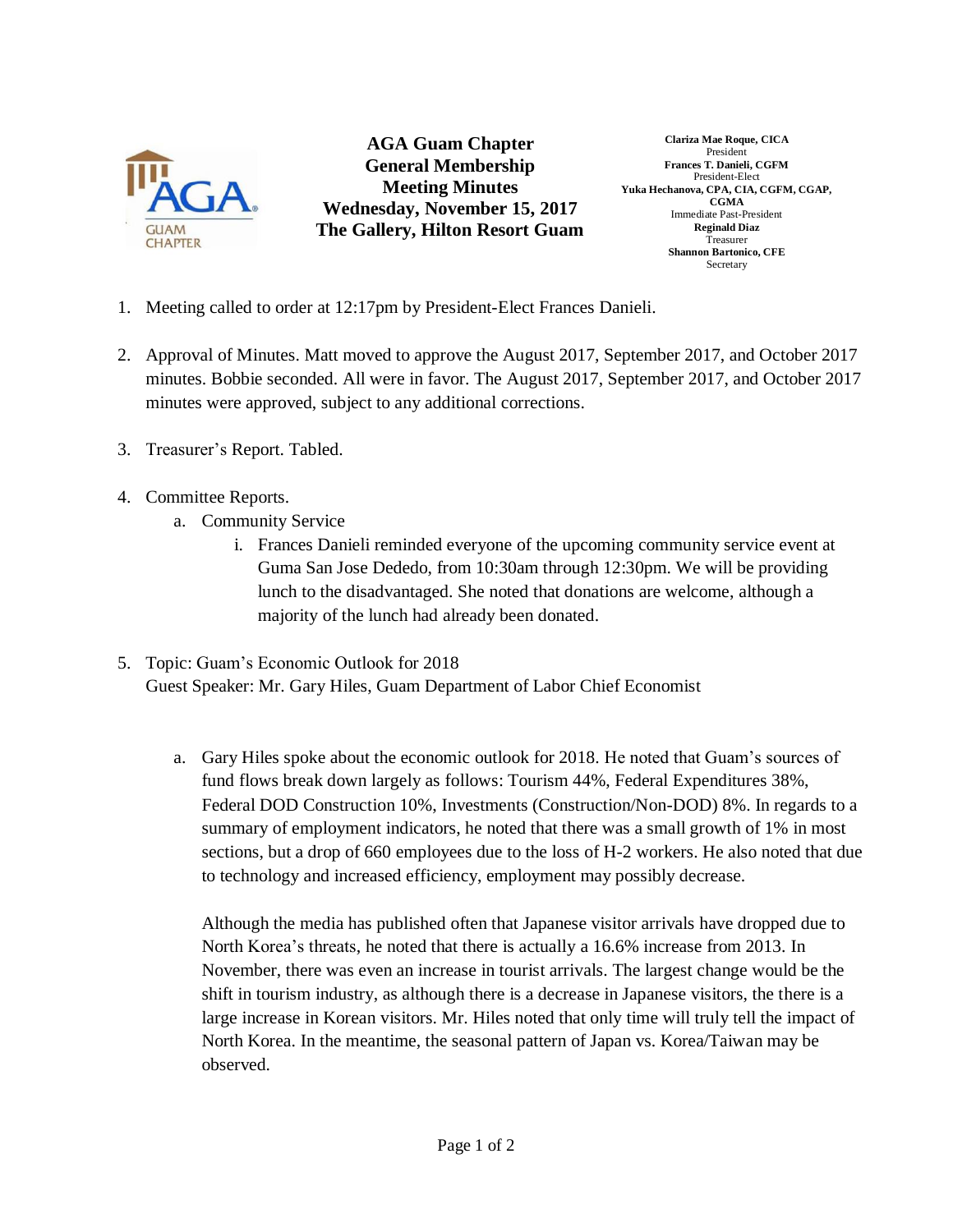# AGA Guam Chapter
## General Membership Meeting Minutes
## Wednesday, November 15, 2017
## The Gallery, Hilton Resort Guam

**Clariza Mae Roque, CICA**
President
**Frances T. Danieli, CGFM**
President-Elect
**Yuka Hechanova, CPA, CIA, CGFM, CGAP, CGMA**
Immediate Past-President
**Reginald Diaz**
Treasurer
**Shannon Bartonico, CFE**
Secretary

1. Meeting called to order at 12:17pm by President-Elect Frances Danieli.

2. Approval of Minutes. Matt moved to approve the August 2017, September 2017, and October 2017 minutes. Bobbie seconded. All were in favor. The August 2017, September 2017, and October 2017 minutes were approved, subject to any additional corrections.

3. Treasurer's Report. Tabled.

4. Committee Reports.
   a. Community Service
      i. Frances Danieli reminded everyone of the upcoming community service event at Guma San Jose Dededo, from 10:30am through 12:30pm. We will be providing lunch to the disadvantaged. She noted that donations are welcome, although a majority of the lunch had already been donated.

5. Topic: Guam's Economic Outlook for 2018
   Guest Speaker: Mr. Gary Hiles, Guam Department of Labor Chief Economist

   a. Gary Hiles spoke about the economic outlook for 2018. He noted that Guam's sources of fund flows break down largely as follows: Tourism 44%, Federal Expenditures 38%, Federal DOD Construction 10%, Investments (Construction/Non-DOD) 8%. In regards to a summary of employment indicators, he noted that there was a small growth of 1% in most sections, but a drop of 660 employees due to the loss of H-2 workers. He also noted that due to technology and increased efficiency, employment may possibly decrease.

      Although the media has published often that Japanese visitor arrivals have dropped due to North Korea's threats, he noted that there is actually a 16.6% increase from 2013. In November, there was even an increase in tourist arrivals. The largest change would be the shift in tourism industry, as although there is a decrease in Japanese visitors, the there is a large increase in Korean visitors. Mr. Hiles noted that only time will truly tell the impact of North Korea. In the meantime, the seasonal pattern of Japan vs. Korea/Taiwan may be observed.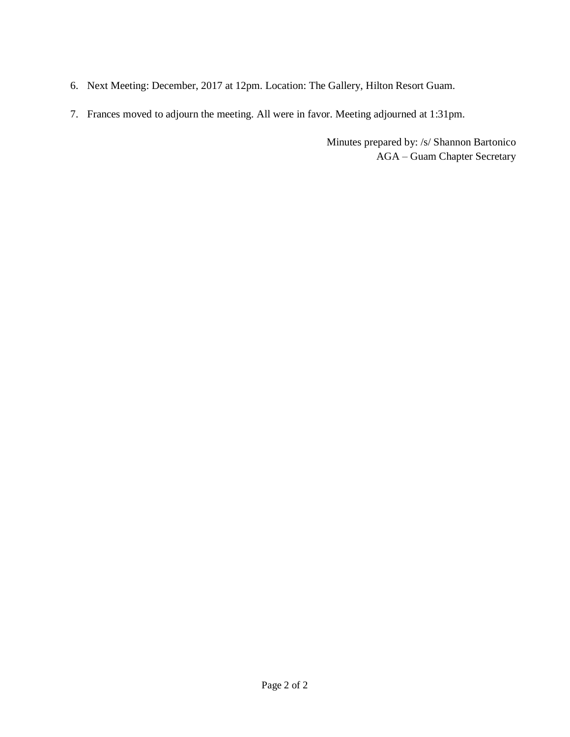6. Next Meeting: December, 2017 at 12pm. Location: The Gallery, Hilton Resort Guam.

7. Frances moved to adjourn the meeting. All were in favor. Meeting adjourned at 1:31pm.

Minutes prepared by: /s/ Shannon Bartonico
AGA – Guam Chapter Secretary